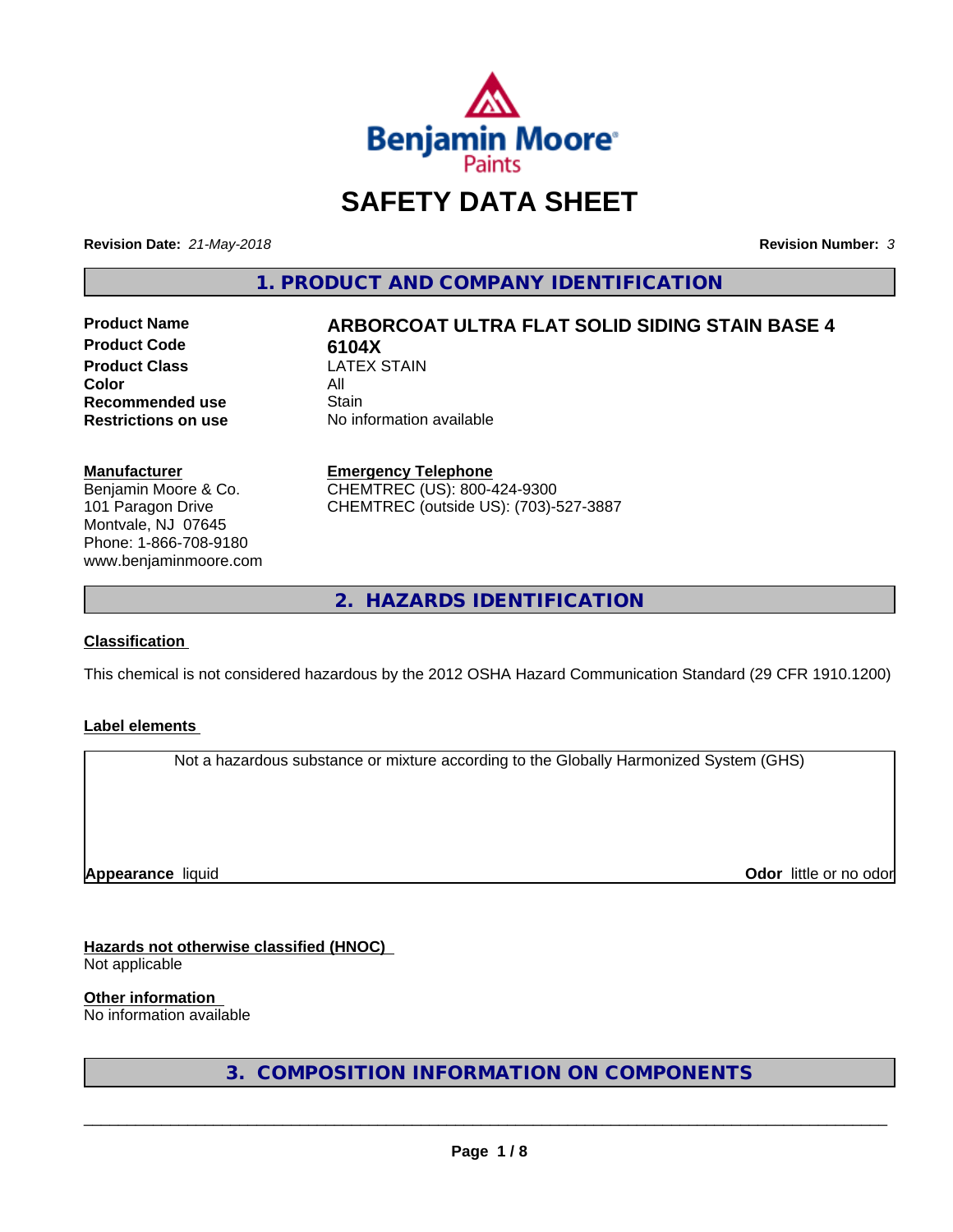Benjamin Moore Paints

# SAFETY DATA SHEET

**Revision Date:** *21-May-2018* **Revision Number:** *3*

## 1. PRODUCT AND COMPANY IDENTIFICATION

| | |
|---|---|
| **Product Name** | **ARBORCOAT ULTRA FLAT SOLID SIDING STAIN BASE 4** |
| **Product Code** | **6104X** |
| **Product Class** | LATEX STAIN |
| **Color** | All |
| **Recommended use** | Stain |
| **Restrictions on use** | No information available |

**Manufacturer**
Benjamin Moore & Co.
101 Paragon Drive
Montvale, NJ 07645
Phone: 1-866-708-9180
www.benjaminmoore.com

**Emergency Telephone**
CHEMTREC (US): 800-424-9300
CHEMTREC (outside US): (703)-527-3887

## 2. HAZARDS IDENTIFICATION

**Classification**

This chemical is not considered hazardous by the 2012 OSHA Hazard Communication Standard (29 CFR 1910.1200)

**Label elements**

Not a hazardous substance or mixture according to the Globally Harmonized System (GHS)

**Appearance** liquid **Odor** little or no odor

**Hazards not otherwise classified (HNOC)**
Not applicable

**Other information**
No information available

## 3. COMPOSITION INFORMATION ON COMPONENTS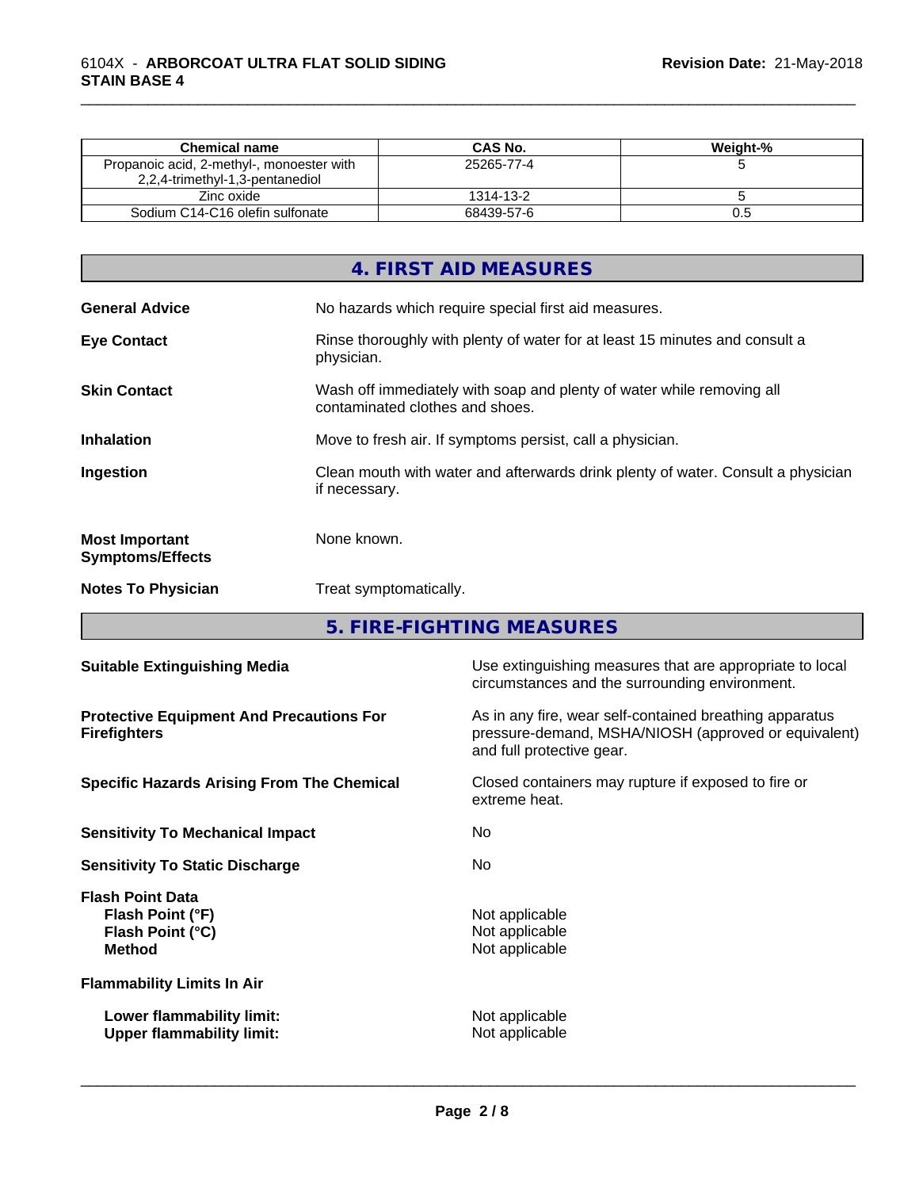| Chemical name | CAS No. | Weight-% |
| --- | --- | --- |
| Propanoic acid, 2-methyl-, monoester with 2,2,4-trimethyl-1,3-pentanediol | 25265-77-4 | 5 |
| Zinc oxide | 1314-13-2 | 5 |
| Sodium C14-C16 olefin sulfonate | 68439-57-6 | 0.5 |

## 4. FIRST AID MEASURES

**General Advice**
No hazards which require special first aid measures.

**Eye Contact**
Rinse thoroughly with plenty of water for at least 15 minutes and consult a physician.

**Skin Contact**
Wash off immediately with soap and plenty of water while removing all contaminated clothes and shoes.

**Inhalation**
Move to fresh air. If symptoms persist, call a physician.

**Ingestion**
Clean mouth with water and afterwards drink plenty of water. Consult a physician if necessary.

**Most Important Symptoms/Effects**
None known.

**Notes To Physician**
Treat symptomatically.

## 5. FIRE-FIGHTING MEASURES

**Suitable Extinguishing Media**
Use extinguishing measures that are appropriate to local circumstances and the surrounding environment.

**Protective Equipment And Precautions For Firefighters**
As in any fire, wear self-contained breathing apparatus pressure-demand, MSHA/NIOSH (approved or equivalent) and full protective gear.

**Specific Hazards Arising From The Chemical**
Closed containers may rupture if exposed to fire or extreme heat.

**Sensitivity To Mechanical Impact**
No

**Sensitivity To Static Discharge**
No

**Flash Point Data**

- **Flash Point (°F)**: Not applicable
- **Flash Point (°C)**: Not applicable
- **Method**: Not applicable

**Flammability Limits In Air**

- **Lower flammability limit:** Not applicable
- **Upper flammability limit:** Not applicable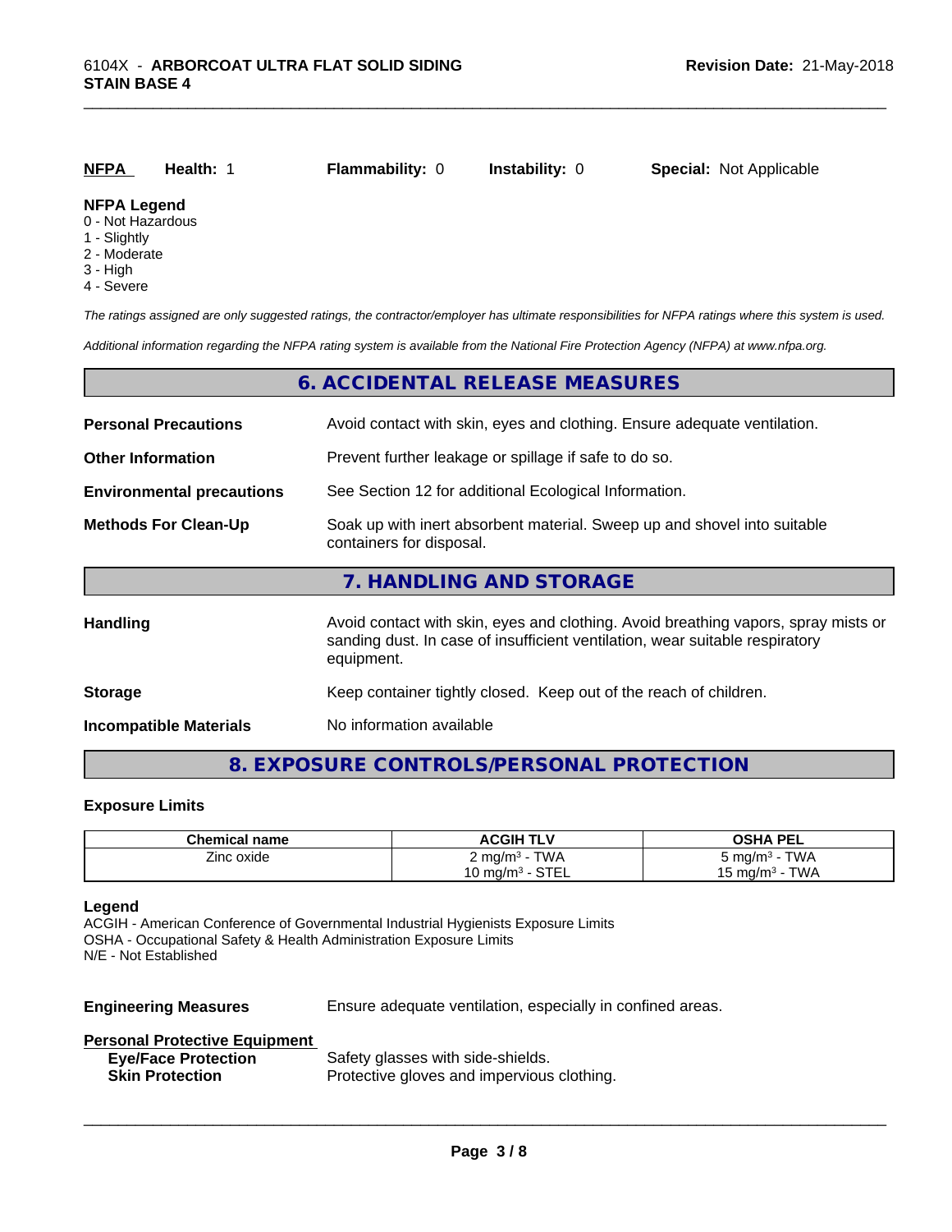| NFPA | Health: 1 | Flammability: 0 | Instability: 0 | Special: Not Applicable |
|---|---|---|---|---|

**NFPA Legend**
0 - Not Hazardous
1 - Slightly
2 - Moderate
3 - High
4 - Severe

*The ratings assigned are only suggested ratings, the contractor/employer has ultimate responsibilities for NFPA ratings where this system is used.*

*Additional information regarding the NFPA rating system is available from the National Fire Protection Agency (NFPA) at www.nfpa.org.*

## 6. ACCIDENTAL RELEASE MEASURES

**Personal Precautions** Avoid contact with skin, eyes and clothing. Ensure adequate ventilation.

**Other Information** Prevent further leakage or spillage if safe to do so.

**Environmental precautions** See Section 12 for additional Ecological Information.

**Methods For Clean-Up** Soak up with inert absorbent material. Sweep up and shovel into suitable containers for disposal.

## 7. HANDLING AND STORAGE

**Handling** Avoid contact with skin, eyes and clothing. Avoid breathing vapors, spray mists or sanding dust. In case of insufficient ventilation, wear suitable respiratory equipment.

**Storage** Keep container tightly closed. Keep out of the reach of children.

**Incompatible Materials** No information available

## 8. EXPOSURE CONTROLS/PERSONAL PROTECTION

### Exposure Limits

| Chemical name | ACGIH TLV | OSHA PEL |
|---|---|---|
| Zinc oxide | 2 mg/m$^3$ - TWA<br>10 mg/m$^3$ - STEL | 5 mg/m$^3$ - TWA<br>15 mg/m$^3$ - TWA |

**Legend**
ACGIH - American Conference of Governmental Industrial Hygienists Exposure Limits
OSHA - Occupational Safety & Health Administration Exposure Limits
N/E - Not Established

**Engineering Measures** Ensure adequate ventilation, especially in confined areas.

**Personal Protective Equipment**
**Eye/Face Protection** Safety glasses with side-shields.
**Skin Protection** Protective gloves and impervious clothing.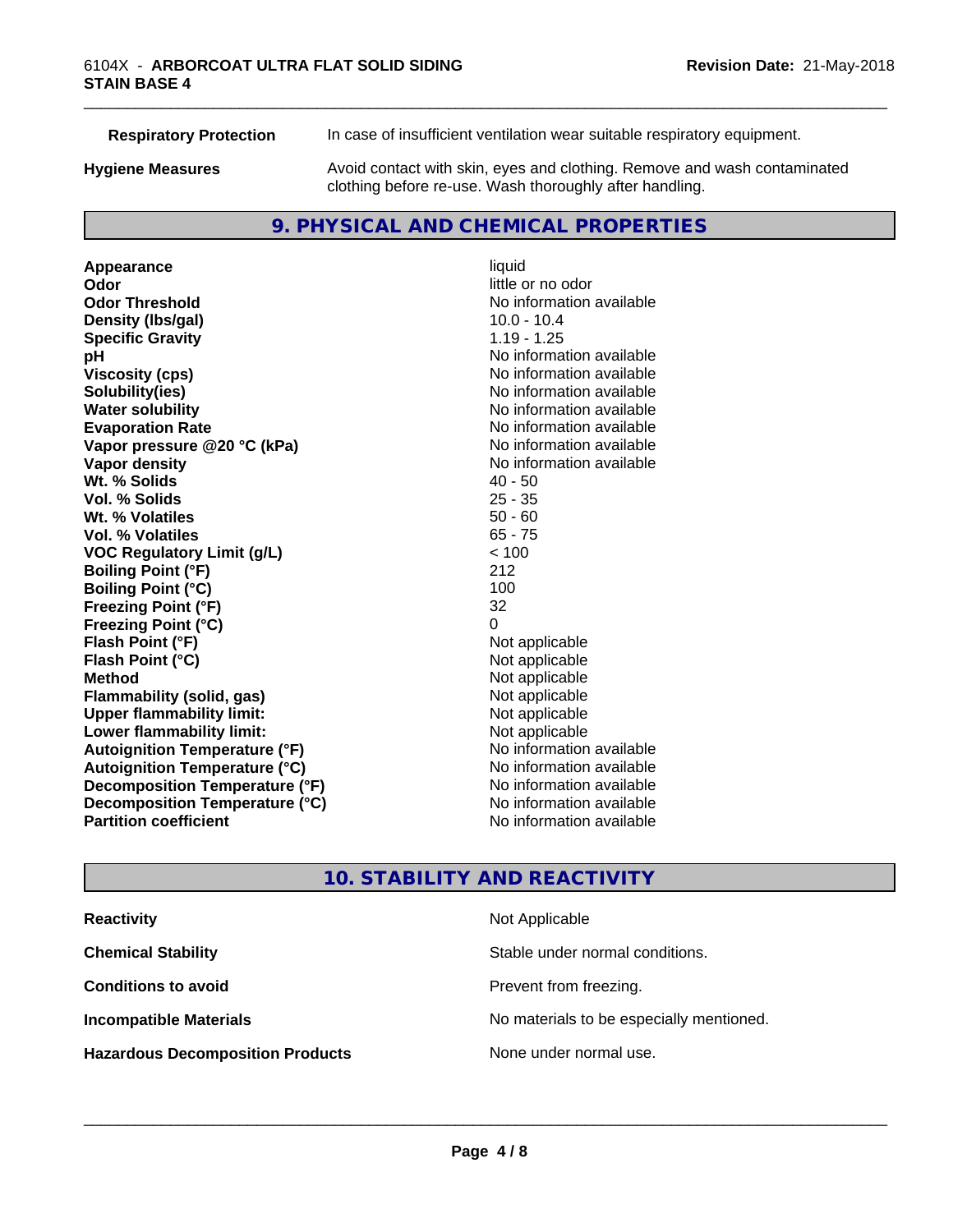**Respiratory Protection** In case of insufficient ventilation wear suitable respiratory equipment.

**Hygiene Measures** Avoid contact with skin, eyes and clothing. Remove and wash contaminated clothing before re-use. Wash thoroughly after handling.

## 9. PHYSICAL AND CHEMICAL PROPERTIES

| | |
|---|---|
| **Appearance** | liquid |
| **Odor** | little or no odor |
| **Odor Threshold** | No information available |
| **Density (lbs/gal)** | 10.0 - 10.4 |
| **Specific Gravity** | 1.19 - 1.25 |
| **pH** | No information available |
| **Viscosity (cps)** | No information available |
| **Solubility(ies)** | No information available |
| **Water solubility** | No information available |
| **Evaporation Rate** | No information available |
| **Vapor pressure @20 °C (kPa)** | No information available |
| **Vapor density** | No information available |
| **Wt. % Solids** | 40 - 50 |
| **Vol. % Solids** | 25 - 35 |
| **Wt. % Volatiles** | 50 - 60 |
| **Vol. % Volatiles** | 65 - 75 |
| **VOC Regulatory Limit (g/L)** | < 100 |
| **Boiling Point (°F)** | 212 |
| **Boiling Point (°C)** | 100 |
| **Freezing Point (°F)** | 32 |
| **Freezing Point (°C)** | 0 |
| **Flash Point (°F)** | Not applicable |
| **Flash Point (°C)** | Not applicable |
| **Method** | Not applicable |
| **Flammability (solid, gas)** | Not applicable |
| **Upper flammability limit:** | Not applicable |
| **Lower flammability limit:** | Not applicable |
| **Autoignition Temperature (°F)** | No information available |
| **Autoignition Temperature (°C)** | No information available |
| **Decomposition Temperature (°F)** | No information available |
| **Decomposition Temperature (°C)** | No information available |
| **Partition coefficient** | No information available |

## 10. STABILITY AND REACTIVITY

| | |
|---|---|
| **Reactivity** | Not Applicable |
| **Chemical Stability** | Stable under normal conditions. |
| **Conditions to avoid** | Prevent from freezing. |
| **Incompatible Materials** | No materials to be especially mentioned. |
| **Hazardous Decomposition Products** | None under normal use. |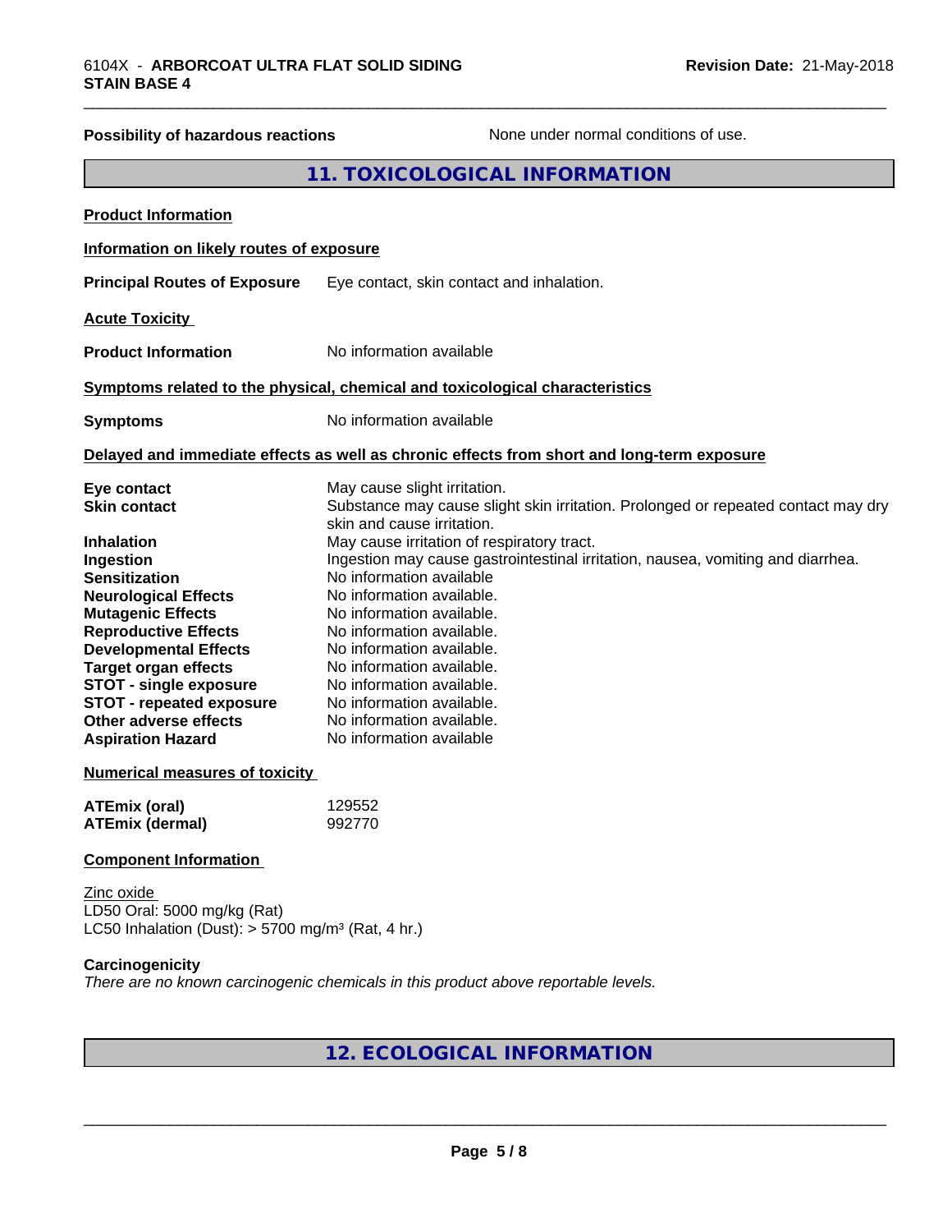| | |
|---|---|
| **Possibility of hazardous reactions** | None under normal conditions of use. |

## 11. TOXICOLOGICAL INFORMATION

**Product Information**

**Information on likely routes of exposure**

| | |
|---|---|
| **Principal Routes of Exposure** | Eye contact, skin contact and inhalation. |

**Acute Toxicity**

| | |
|---|---|
| **Product Information** | No information available |

**Symptoms related to the physical, chemical and toxicological characteristics**

| | |
|---|---|
| **Symptoms** | No information available |

**Delayed and immediate effects as well as chronic effects from short and long-term exposure**

| | |
|---|---|
| **Eye contact** | May cause slight irritation. |
| **Skin contact** | Substance may cause slight skin irritation. Prolonged or repeated contact may dry skin and cause irritation. |
| **Inhalation** | May cause irritation of respiratory tract. |
| **Ingestion** | Ingestion may cause gastrointestinal irritation, nausea, vomiting and diarrhea. |
| **Sensitization** | No information available |
| **Neurological Effects** | No information available. |
| **Mutagenic Effects** | No information available. |
| **Reproductive Effects** | No information available. |
| **Developmental Effects** | No information available. |
| **Target organ effects** | No information available. |
| **STOT - single exposure** | No information available. |
| **STOT - repeated exposure** | No information available. |
| **Other adverse effects** | No information available. |
| **Aspiration Hazard** | No information available |

**Numerical measures of toxicity**

| | |
|---|---|
| **ATEmix (oral)** | 129552 |
| **ATEmix (dermal)** | 992770 |

**Component Information**

Zinc oxide
LD50 Oral: 5000 mg/kg (Rat)
LC50 Inhalation (Dust): > 5700 mg/m³ (Rat, 4 hr.)

**Carcinogenicity**
*There are no known carcinogenic chemicals in this product above reportable levels.*

## 12. ECOLOGICAL INFORMATION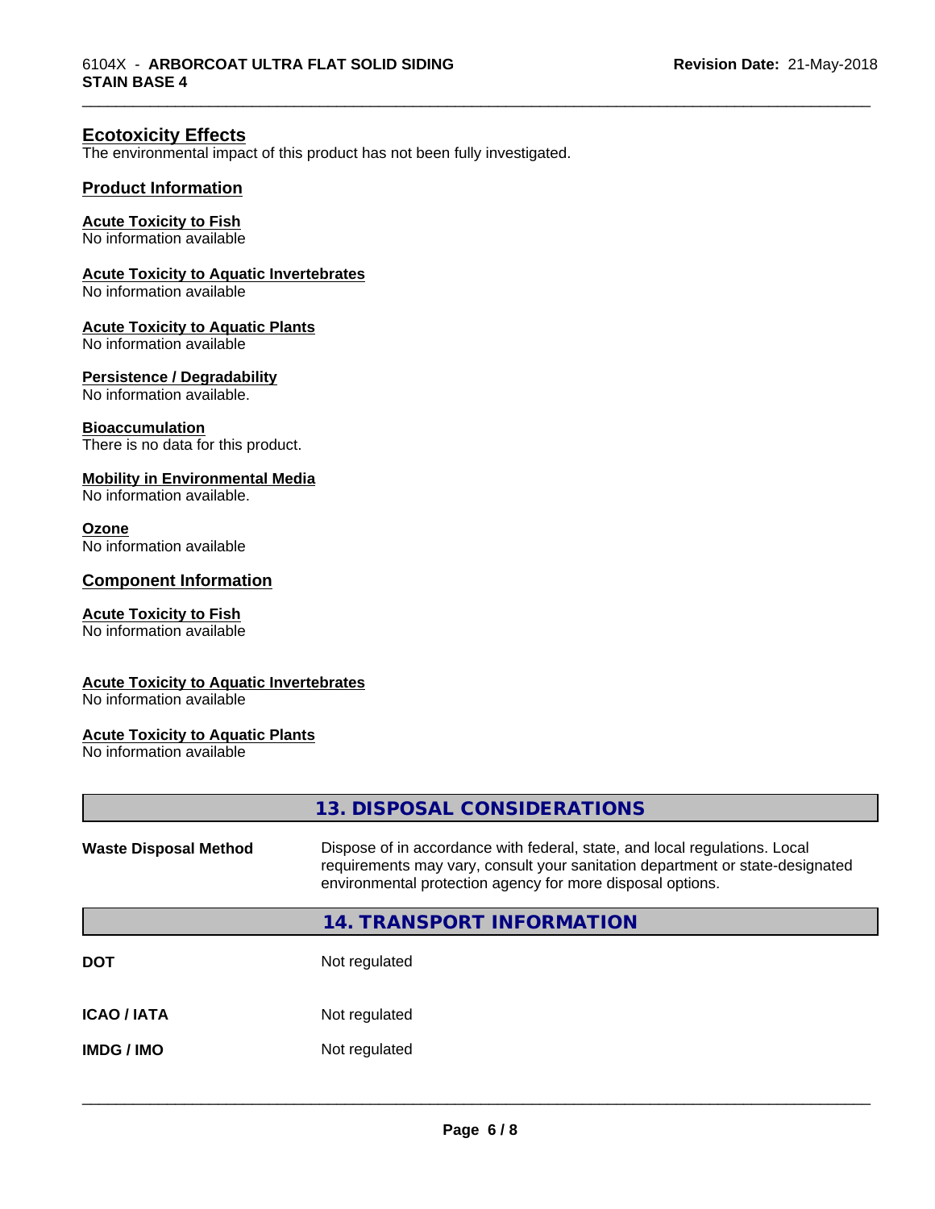## Ecotoxicity Effects

The environmental impact of this product has not been fully investigated.

### Product Information

**Acute Toxicity to Fish**
No information available

**Acute Toxicity to Aquatic Invertebrates**
No information available

**Acute Toxicity to Aquatic Plants**
No information available

**Persistence / Degradability**
No information available.

**Bioaccumulation**
There is no data for this product.

**Mobility in Environmental Media**
No information available.

**Ozone**
No information available

### Component Information

**Acute Toxicity to Fish**
No information available

**Acute Toxicity to Aquatic Invertebrates**
No information available

**Acute Toxicity to Aquatic Plants**
No information available

## 13. DISPOSAL CONSIDERATIONS

| | |
|---|---|
| **Waste Disposal Method** | Dispose of in accordance with federal, state, and local regulations. Local requirements may vary, consult your sanitation department or state-designated environmental protection agency for more disposal options. |

## 14. TRANSPORT INFORMATION

| | |
|---|---|
| **DOT** | Not regulated |
| **ICAO / IATA** | Not regulated |
| **IMDG / IMO** | Not regulated |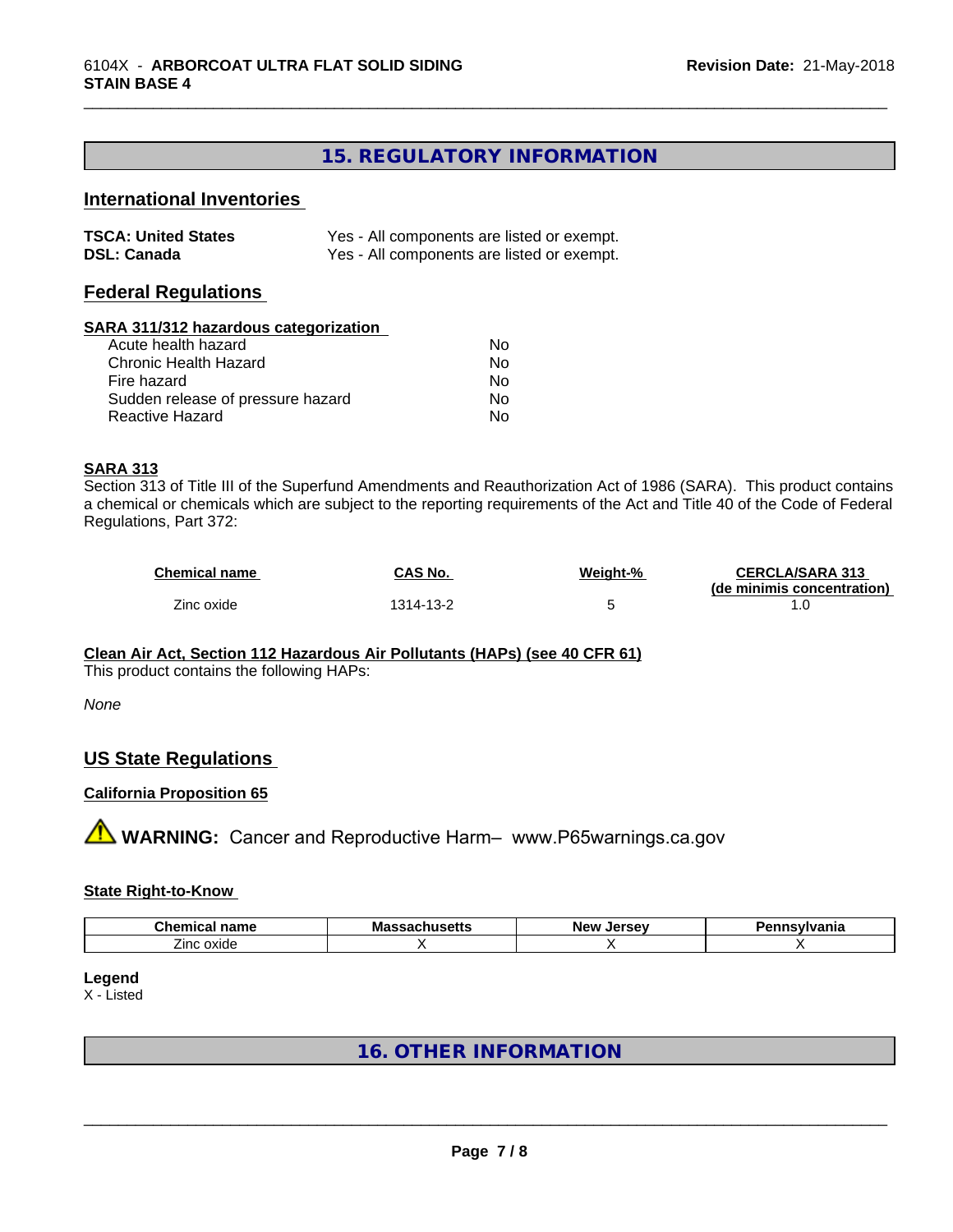# 15. REGULATORY INFORMATION

## International Inventories

| | |
|---|---|
| **TSCA: United States** | Yes - All components are listed or exempt. |
| **DSL: Canada** | Yes - All components are listed or exempt. |

## Federal Regulations

### SARA 311/312 hazardous categorization

| | |
|---|---|
| Acute health hazard | No |
| Chronic Health Hazard | No |
| Fire hazard | No |
| Sudden release of pressure hazard | No |
| Reactive Hazard | No |

### SARA 313

Section 313 of Title III of the Superfund Amendments and Reauthorization Act of 1986 (SARA). This product contains a chemical or chemicals which are subject to the reporting requirements of the Act and Title 40 of the Code of Federal Regulations, Part 372:

| Chemical name | CAS No. | Weight-% | CERCLA/SARA 313 (de minimis concentration) |
|---|---|---|---|
| Zinc oxide | 1314-13-2 | 5 | 1.0 |

### Clean Air Act, Section 112 Hazardous Air Pollutants (HAPs) (see 40 CFR 61)

This product contains the following HAPs:

*None*

## US State Regulations

### California Proposition 65

⚠ **WARNING:** Cancer and Reproductive Harm– www.P65warnings.ca.gov

### State Right-to-Know

| Chemical name | Massachusetts | New Jersey | Pennsylvania |
|---|---|---|---|
| Zinc oxide | X | X | X |

**Legend**

X - Listed

# 16. OTHER INFORMATION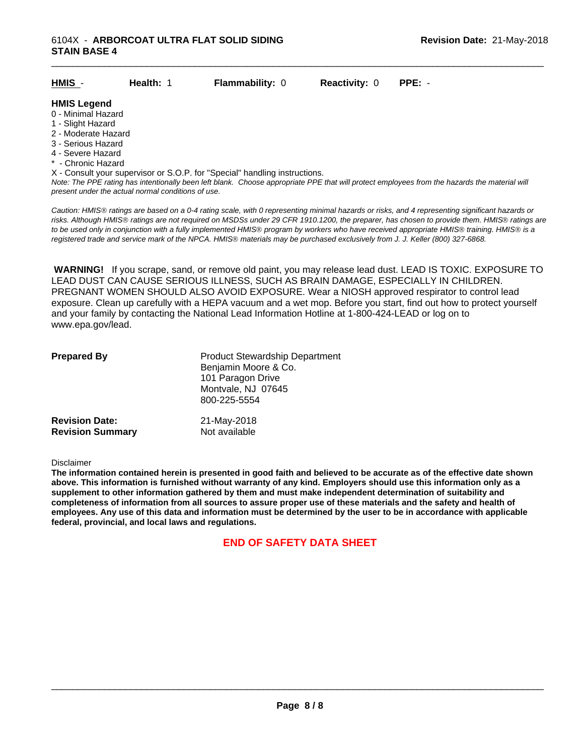| HMIS - | Health: 1 | Flammability: 0 | Reactivity: 0 | PPE: - |
|---|---|---|---|---|

**HMIS Legend**

0 - Minimal Hazard
1 - Slight Hazard
2 - Moderate Hazard
3 - Serious Hazard
4 - Severe Hazard
* - Chronic Hazard
X - Consult your supervisor or S.O.P. for "Special" handling instructions.

*Note: The PPE rating has intentionally been left blank. Choose appropriate PPE that will protect employees from the hazards the material will present under the actual normal conditions of use.*

*Caution: HMIS® ratings are based on a 0-4 rating scale, with 0 representing minimal hazards or risks, and 4 representing significant hazards or risks. Although HMIS® ratings are not required on MSDSs under 29 CFR 1910.1200, the preparer, has chosen to provide them. HMIS® ratings are to be used only in conjunction with a fully implemented HMIS® program by workers who have received appropriate HMIS® training. HMIS® is a registered trade and service mark of the NPCA. HMIS® materials may be purchased exclusively from J. J. Keller (800) 327-6868.*

**WARNING!** If you scrape, sand, or remove old paint, you may release lead dust. LEAD IS TOXIC. EXPOSURE TO LEAD DUST CAN CAUSE SERIOUS ILLNESS, SUCH AS BRAIN DAMAGE, ESPECIALLY IN CHILDREN. PREGNANT WOMEN SHOULD ALSO AVOID EXPOSURE. Wear a NIOSH approved respirator to control lead exposure. Clean up carefully with a HEPA vacuum and a wet mop. Before you start, find out how to protect yourself and your family by contacting the National Lead Information Hotline at 1-800-424-LEAD or log on to www.epa.gov/lead.

**Prepared By**

Product Stewardship Department
Benjamin Moore & Co.
101 Paragon Drive
Montvale, NJ 07645
800-225-5554

**Revision Date:** 21-May-2018
**Revision Summary** Not available

Disclaimer

**The information contained herein is presented in good faith and believed to be accurate as of the effective date shown above. This information is furnished without warranty of any kind. Employers should use this information only as a supplement to other information gathered by them and must make independent determination of suitability and completeness of information from all sources to assure proper use of these materials and the safety and health of employees. Any use of this data and information must be determined by the user to be in accordance with applicable federal, provincial, and local laws and regulations.**

**END OF SAFETY DATA SHEET**